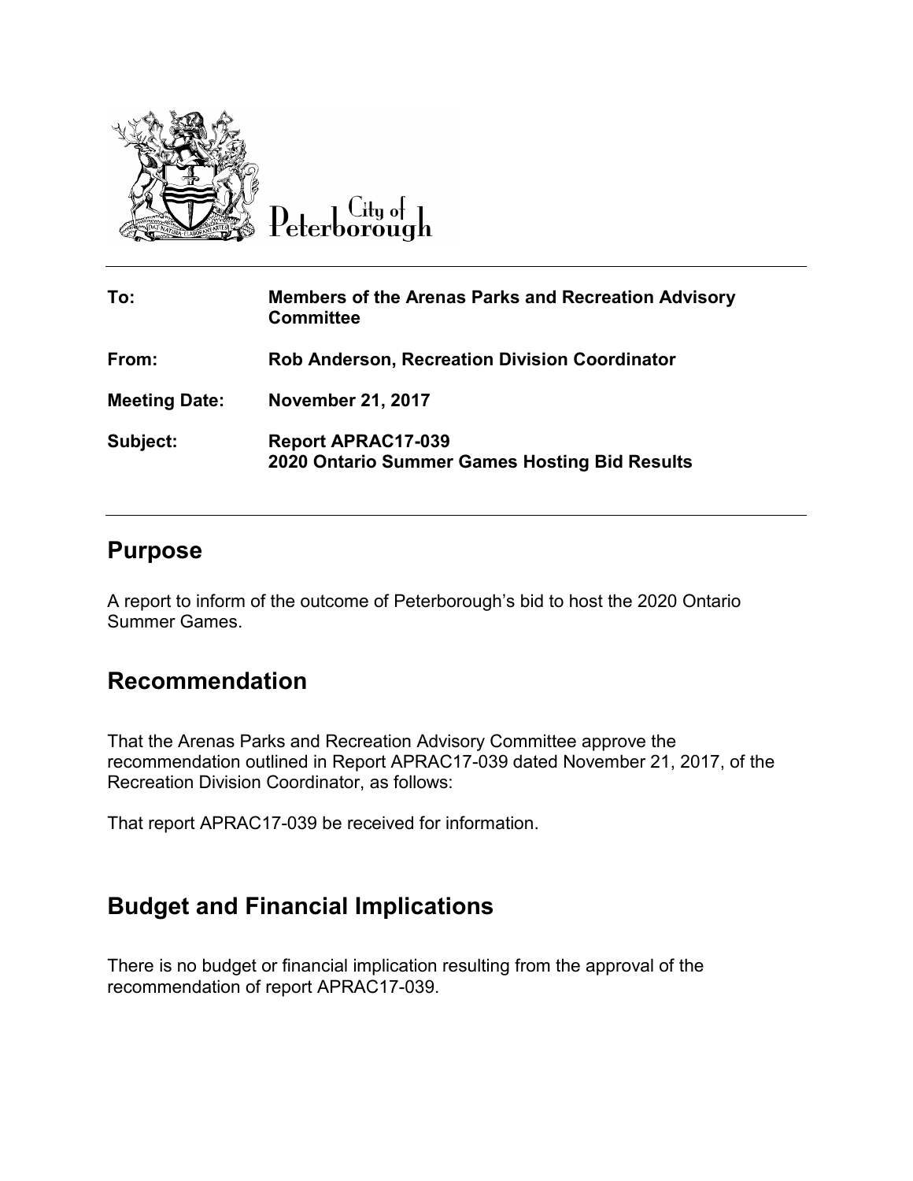City of Peterborough

| | |
|---|---|
| **To:** | **Members of the Arenas Parks and Recreation Advisory Committee** |
| **From:** | **Rob Anderson, Recreation Division Coordinator** |
| **Meeting Date:** | **November 21, 2017** |
| **Subject:** | **Report APRAC17-039**<br>**2020 Ontario Summer Games Hosting Bid Results** |

## Purpose

A report to inform of the outcome of Peterborough's bid to host the 2020 Ontario Summer Games.

## Recommendation

That the Arenas Parks and Recreation Advisory Committee approve the recommendation outlined in Report APRAC17-039 dated November 21, 2017, of the Recreation Division Coordinator, as follows:

That report APRAC17-039 be received for information.

## Budget and Financial Implications

There is no budget or financial implication resulting from the approval of the recommendation of report APRAC17-039.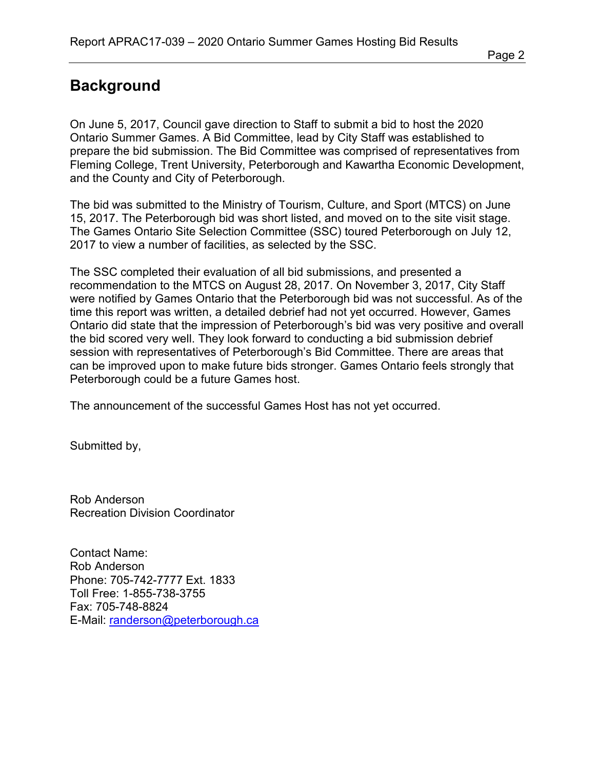## Background

On June 5, 2017, Council gave direction to Staff to submit a bid to host the 2020 Ontario Summer Games. A Bid Committee, lead by City Staff was established to prepare the bid submission. The Bid Committee was comprised of representatives from Fleming College, Trent University, Peterborough and Kawartha Economic Development, and the County and City of Peterborough.

The bid was submitted to the Ministry of Tourism, Culture, and Sport (MTCS) on June 15, 2017. The Peterborough bid was short listed, and moved on to the site visit stage. The Games Ontario Site Selection Committee (SSC) toured Peterborough on July 12, 2017 to view a number of facilities, as selected by the SSC.

The SSC completed their evaluation of all bid submissions, and presented a recommendation to the MTCS on August 28, 2017. On November 3, 2017, City Staff were notified by Games Ontario that the Peterborough bid was not successful. As of the time this report was written, a detailed debrief had not yet occurred. However, Games Ontario did state that the impression of Peterborough's bid was very positive and overall the bid scored very well. They look forward to conducting a bid submission debrief session with representatives of Peterborough's Bid Committee. There are areas that can be improved upon to make future bids stronger. Games Ontario feels strongly that Peterborough could be a future Games host.

The announcement of the successful Games Host has not yet occurred.

Submitted by,

Rob Anderson
Recreation Division Coordinator

Contact Name:
Rob Anderson
Phone: 705-742-7777 Ext. 1833
Toll Free: 1-855-738-3755
Fax: 705-748-8824
E-Mail: randerson@peterborough.ca